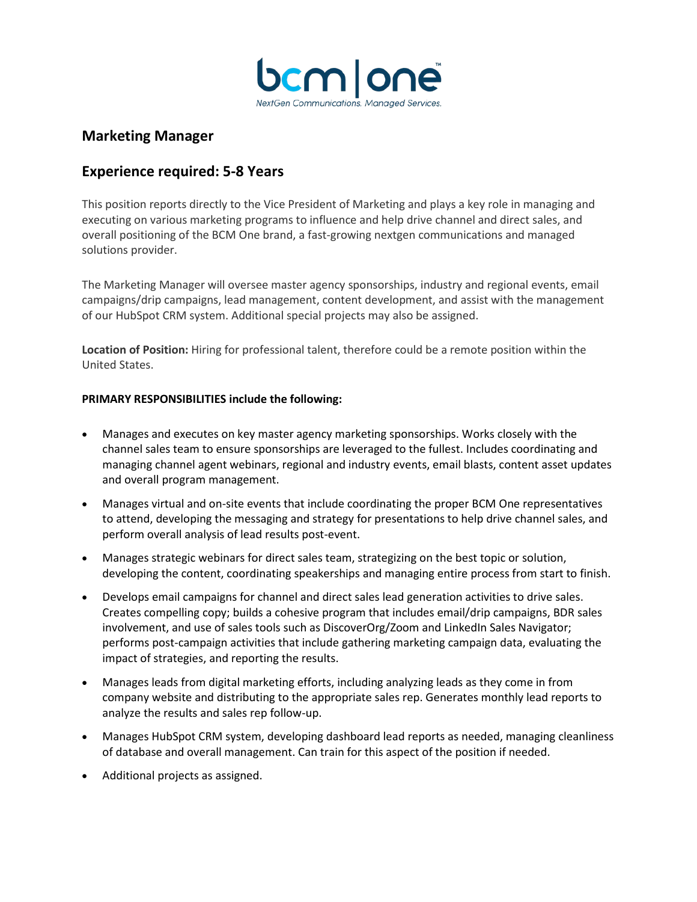bcm | one™

*NextGen Communications. Managed Services.*

## Marketing Manager

## Experience required: 5-8 Years

This position reports directly to the Vice President of Marketing and plays a key role in managing and executing on various marketing programs to influence and help drive channel and direct sales, and overall positioning of the BCM One brand, a fast-growing nextgen communications and managed solutions provider.

The Marketing Manager will oversee master agency sponsorships, industry and regional events, email campaigns/drip campaigns, lead management, content development, and assist with the management of our HubSpot CRM system. Additional special projects may also be assigned.

**Location of Position:** Hiring for professional talent, therefore could be a remote position within the United States.

**PRIMARY RESPONSIBILITIES include the following:**

- Manages and executes on key master agency marketing sponsorships. Works closely with the channel sales team to ensure sponsorships are leveraged to the fullest. Includes coordinating and managing channel agent webinars, regional and industry events, email blasts, content asset updates and overall program management.
- Manages virtual and on-site events that include coordinating the proper BCM One representatives to attend, developing the messaging and strategy for presentations to help drive channel sales, and perform overall analysis of lead results post-event.
- Manages strategic webinars for direct sales team, strategizing on the best topic or solution, developing the content, coordinating speakerships and managing entire process from start to finish.
- Develops email campaigns for channel and direct sales lead generation activities to drive sales. Creates compelling copy; builds a cohesive program that includes email/drip campaigns, BDR sales involvement, and use of sales tools such as DiscoverOrg/Zoom and LinkedIn Sales Navigator; performs post-campaign activities that include gathering marketing campaign data, evaluating the impact of strategies, and reporting the results.
- Manages leads from digital marketing efforts, including analyzing leads as they come in from company website and distributing to the appropriate sales rep. Generates monthly lead reports to analyze the results and sales rep follow-up.
- Manages HubSpot CRM system, developing dashboard lead reports as needed, managing cleanliness of database and overall management. Can train for this aspect of the position if needed.
- Additional projects as assigned.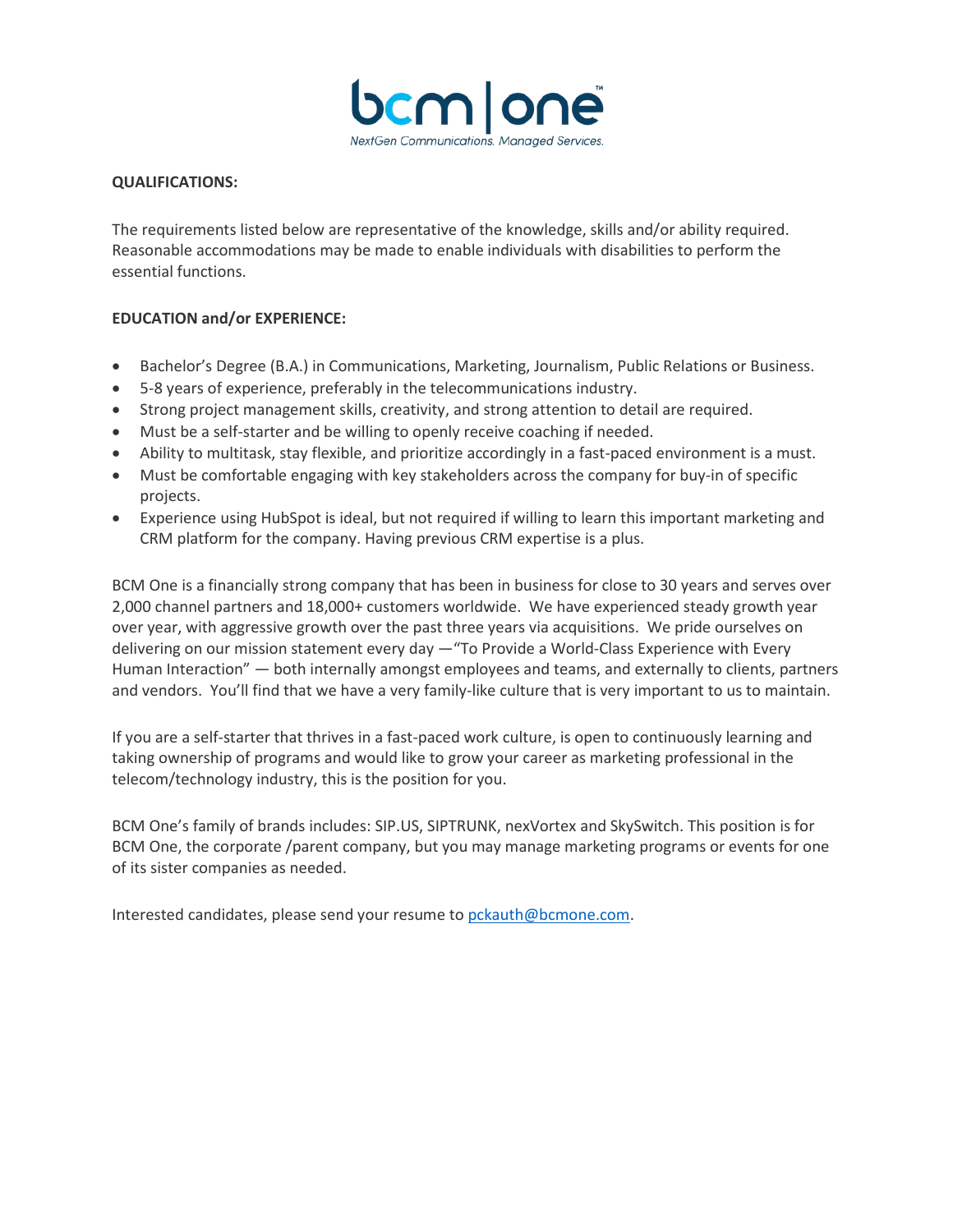**QUALIFICATIONS:**

The requirements listed below are representative of the knowledge, skills and/or ability required. Reasonable accommodations may be made to enable individuals with disabilities to perform the essential functions.

**EDUCATION and/or EXPERIENCE:**

- Bachelor's Degree (B.A.) in Communications, Marketing, Journalism, Public Relations or Business.
- 5-8 years of experience, preferably in the telecommunications industry.
- Strong project management skills, creativity, and strong attention to detail are required.
- Must be a self-starter and be willing to openly receive coaching if needed.
- Ability to multitask, stay flexible, and prioritize accordingly in a fast-paced environment is a must.
- Must be comfortable engaging with key stakeholders across the company for buy-in of specific projects.
- Experience using HubSpot is ideal, but not required if willing to learn this important marketing and CRM platform for the company. Having previous CRM expertise is a plus.

BCM One is a financially strong company that has been in business for close to 30 years and serves over 2,000 channel partners and 18,000+ customers worldwide. We have experienced steady growth year over year, with aggressive growth over the past three years via acquisitions. We pride ourselves on delivering on our mission statement every day —"To Provide a World-Class Experience with Every Human Interaction" — both internally amongst employees and teams, and externally to clients, partners and vendors. You'll find that we have a very family-like culture that is very important to us to maintain.

If you are a self-starter that thrives in a fast-paced work culture, is open to continuously learning and taking ownership of programs and would like to grow your career as marketing professional in the telecom/technology industry, this is the position for you.

BCM One's family of brands includes: SIP.US, SIPTRUNK, nexVortex and SkySwitch. This position is for BCM One, the corporate /parent company, but you may manage marketing programs or events for one of its sister companies as needed.

Interested candidates, please send your resume to pckauth@bcmone.com.